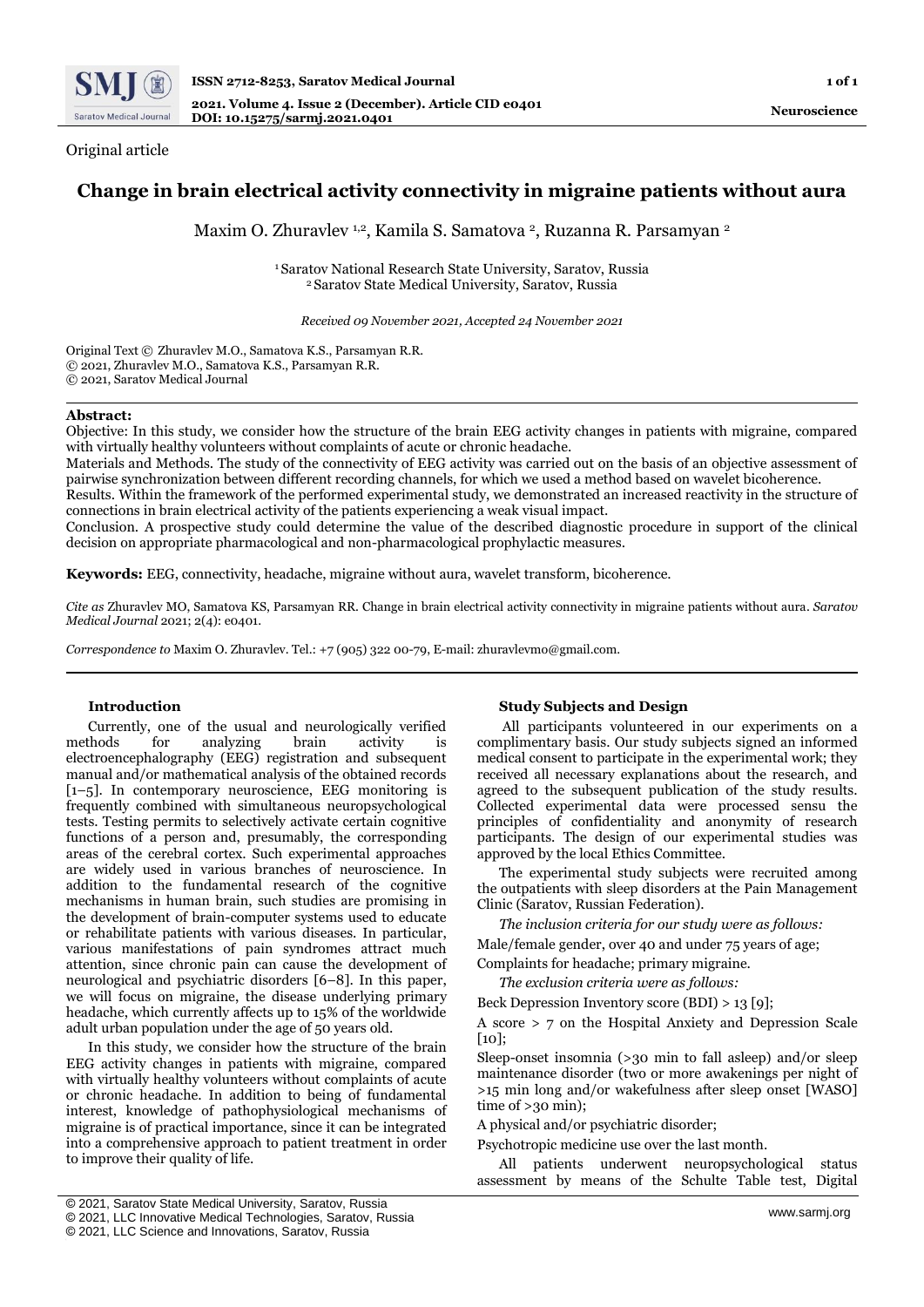Original article

# Change in brain electrical activity connectivity in migraine patients without aura

Maxim O. Zhuravlev [1,2], Kamila S. Samatova [2], Ruzanna R. Parsamyan [2]

[1] Saratov National Research State University, Saratov, Russia
[2] Saratov State Medical University, Saratov, Russia

*Received 09 November 2021, Accepted 24 November 2021*

Original Text © Zhuravlev M.O., Samatova K.S., Parsamyan R.R.
© 2021, Zhuravlev M.O., Samatova K.S., Parsamyan R.R.
© 2021, Saratov Medical Journal

**Abstract:**
Objective: In this study, we consider how the structure of the brain EEG activity changes in patients with migraine, compared with virtually healthy volunteers without complaints of acute or chronic headache.
Materials and Methods. The study of the connectivity of EEG activity was carried out on the basis of an objective assessment of pairwise synchronization between different recording channels, for which we used a method based on wavelet bicoherence.
Results. Within the framework of the performed experimental study, we demonstrated an increased reactivity in the structure of connections in brain electrical activity of the patients experiencing a weak visual impact.
Conclusion. A prospective study could determine the value of the described diagnostic procedure in support of the clinical decision on appropriate pharmacological and non-pharmacological prophylactic measures.

**Keywords:** EEG, connectivity, headache, migraine without aura, wavelet transform, bicoherence.

*Cite as* Zhuravlev MO, Samatova KS, Parsamyan RR. Change in brain electrical activity connectivity in migraine patients without aura. *Saratov Medical Journal* 2021; 2(4): e0401.

*Correspondence to* Maxim O. Zhuravlev. Tel.: +7 (905) 322 00-79, E-mail: zhuravlevmo@gmail.com.

## Introduction

Currently, one of the usual and neurologically verified methods for analyzing brain activity is electroencephalography (EEG) registration and subsequent manual and/or mathematical analysis of the obtained records [1–5]. In contemporary neuroscience, EEG monitoring is frequently combined with simultaneous neuropsychological tests. Testing permits to selectively activate certain cognitive functions of a person and, presumably, the corresponding areas of the cerebral cortex. Such experimental approaches are widely used in various branches of neuroscience. In addition to the fundamental research of the cognitive mechanisms in human brain, such studies are promising in the development of brain-computer systems used to educate or rehabilitate patients with various diseases. In particular, various manifestations of pain syndromes attract much attention, since chronic pain can cause the development of neurological and psychiatric disorders [6–8]. In this paper, we will focus on migraine, the disease underlying primary headache, which currently affects up to 15% of the worldwide adult urban population under the age of 50 years old.

In this study, we consider how the structure of the brain EEG activity changes in patients with migraine, compared with virtually healthy volunteers without complaints of acute or chronic headache. In addition to being of fundamental interest, knowledge of pathophysiological mechanisms of migraine is of practical importance, since it can be integrated into a comprehensive approach to patient treatment in order to improve their quality of life.

## Study Subjects and Design

All participants volunteered in our experiments on a complimentary basis. Our study subjects signed an informed medical consent to participate in the experimental work; they received all necessary explanations about the research, and agreed to the subsequent publication of the study results. Collected experimental data were processed sensu the principles of confidentiality and anonymity of research participants. The design of our experimental studies was approved by the local Ethics Committee.

The experimental study subjects were recruited among the outpatients with sleep disorders at the Pain Management Clinic (Saratov, Russian Federation).

*The inclusion criteria for our study were as follows:*

Male/female gender, over 40 and under 75 years of age;

Complaints for headache; primary migraine.

*The exclusion criteria were as follows:*

Beck Depression Inventory score (BDI) > 13 [9];

A score > 7 on the Hospital Anxiety and Depression Scale [10];

Sleep-onset insomnia (>30 min to fall asleep) and/or sleep maintenance disorder (two or more awakenings per night of >15 min long and/or wakefulness after sleep onset [WASO] time of >30 min);

A physical and/or psychiatric disorder;

Psychotropic medicine use over the last month.

All patients underwent neuropsychological status assessment by means of the Schulte Table test, Digital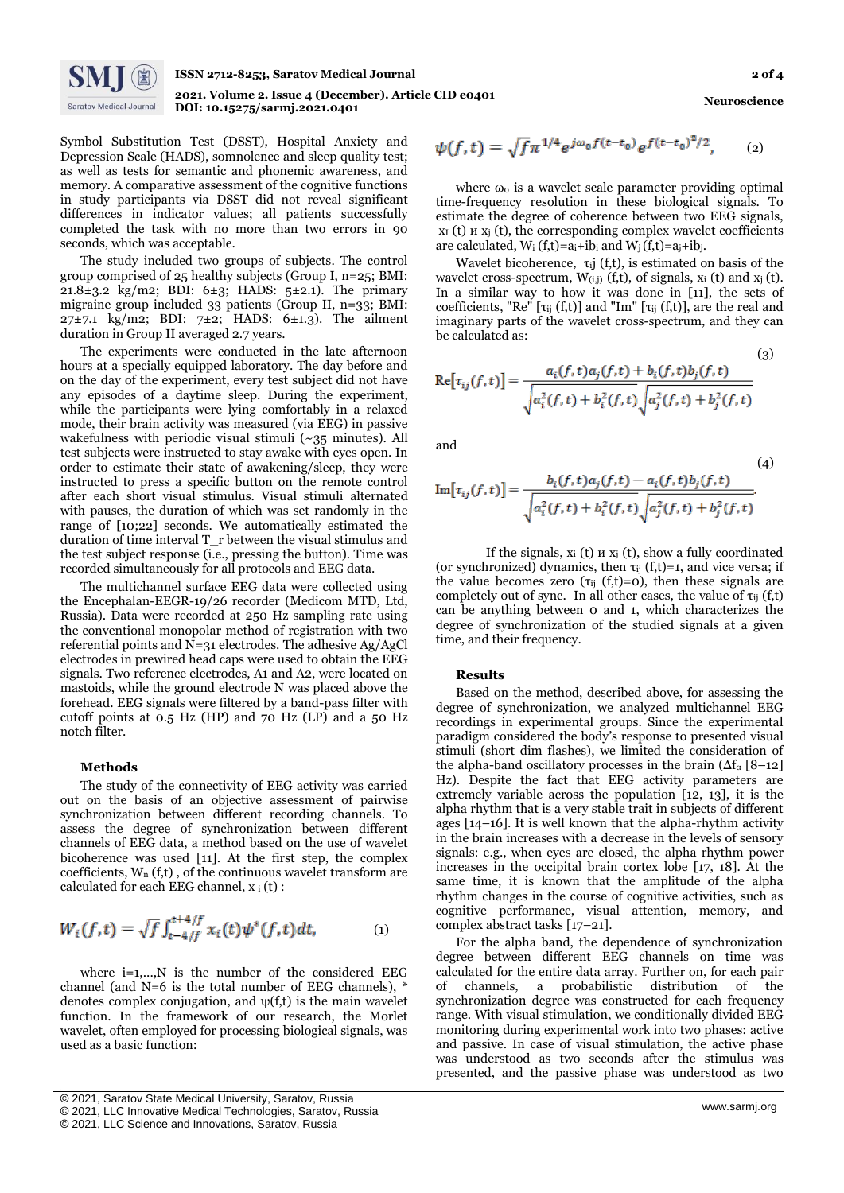Symbol Substitution Test (DSST), Hospital Anxiety and Depression Scale (HADS), somnolence and sleep quality test; as well as tests for semantic and phonemic awareness, and memory. A comparative assessment of the cognitive functions in study participants via DSST did not reveal significant differences in indicator values; all patients successfully completed the task with no more than two errors in 90 seconds, which was acceptable.

The study included two groups of subjects. The control group comprised of 25 healthy subjects (Group I, n=25; BMI: 21.8±3.2 kg/m2; BDI: 6±3; HADS: 5±2.1). The primary migraine group included 33 patients (Group II, n=33; BMI: 27±7.1 kg/m2; BDI: 7±2; HADS: 6±1.3). The ailment duration in Group II averaged 2.7 years.

The experiments were conducted in the late afternoon hours at a specially equipped laboratory. The day before and on the day of the experiment, every test subject did not have any episodes of a daytime sleep. During the experiment, while the participants were lying comfortably in a relaxed mode, their brain activity was measured (via EEG) in passive wakefulness with periodic visual stimuli (~35 minutes). All test subjects were instructed to stay awake with eyes open. In order to estimate their state of awakening/sleep, they were instructed to press a specific button on the remote control after each short visual stimulus. Visual stimuli alternated with pauses, the duration of which was set randomly in the range of [10;22] seconds. We automatically estimated the duration of time interval T_r between the visual stimulus and the test subject response (i.e., pressing the button). Time was recorded simultaneously for all protocols and EEG data.

The multichannel surface EEG data were collected using the Encephalan-EEGR-19/26 recorder (Medicom MTD, Ltd, Russia). Data were recorded at 250 Hz sampling rate using the conventional monopolar method of registration with two referential points and N=31 electrodes. The adhesive Ag/AgCl electrodes in prewired head caps were used to obtain the EEG signals. Two reference electrodes, A1 and A2, were located on mastoids, while the ground electrode N was placed above the forehead. EEG signals were filtered by a band-pass filter with cutoff points at 0.5 Hz (HP) and 70 Hz (LP) and a 50 Hz notch filter.

## Methods

The study of the connectivity of EEG activity was carried out on the basis of an objective assessment of pairwise synchronization between different recording channels. To assess the degree of synchronization between different channels of EEG data, a method based on the use of wavelet bicoherence was used [11]. At the first step, the complex coefficients, $W_n(f,t)$, of the continuous wavelet transform are calculated for each EEG channel, $x_i(t)$:

$$W_i(f,t) = \sqrt{f}\int_{t-4/f}^{t+4/f} x_i(t)\psi^*(f,t)dt, \qquad (1)$$

where $i=1,\ldots,N$ is the number of the considered EEG channel (and N=6 is the total number of EEG channels), * denotes complex conjugation, and $\psi(f,t)$ is the main wavelet function. In the framework of our research, the Morlet wavelet, often employed for processing biological signals, was used as a basic function:

$$\psi(f,t) = \sqrt{f}\pi^{1/4}e^{j\omega_0 f(t-t_0)}e^{f(t-t_0)^2/2}, \qquad (2)$$

where $\omega_0$ is a wavelet scale parameter providing optimal time-frequency resolution in these biological signals. To estimate the degree of coherence between two EEG signals, $x_I(t)$ и $x_j(t)$, the corresponding complex wavelet coefficients are calculated, $W_i(f,t)=a_i+ib_i$ and $W_j(f,t)=a_j+ib_j$.

Wavelet bicoherence, $\tau_{ij}(f,t)$, is estimated on basis of the wavelet cross-spectrum, $W_{(i,j)}(f,t)$, of signals, $x_i(t)$ and $x_j(t)$. In a similar way to how it was done in [11], the sets of coefficients, "Re" [$\tau_{ij}(f,t)$] and "Im" [$\tau_{ij}(f,t)$], are the real and imaginary parts of the wavelet cross-spectrum, and they can be calculated as:

$$\mathrm{Re}[\tau_{ij}(f,t)] = \frac{a_i(f,t)a_j(f,t)+b_i(f,t)b_j(f,t)}{\sqrt{a_i^2(f,t)+b_i^2(f,t)}\sqrt{a_j^2(f,t)+b_j^2(f,t)}} \qquad (3)$$

and

$$\mathrm{Im}[\tau_{ij}(f,t)] = \frac{b_i(f,t)a_j(f,t)-a_i(f,t)b_j(f,t)}{\sqrt{a_i^2(f,t)+b_i^2(f,t)}\sqrt{a_j^2(f,t)+b_j^2(f,t)}}. \qquad (4)$$

If the signals, $x_i(t)$ и $x_j(t)$, show a fully coordinated (or synchronized) dynamics, then $\tau_{ij}(f,t)=1$, and vice versa; if the value becomes zero ($\tau_{ij}(f,t)=0$), then these signals are completely out of sync. In all other cases, the value of $\tau_{ij}(f,t)$ can be anything between 0 and 1, which characterizes the degree of synchronization of the studied signals at a given time, and their frequency.

## Results

Based on the method, described above, for assessing the degree of synchronization, we analyzed multichannel EEG recordings in experimental groups. Since the experimental paradigm considered the body's response to presented visual stimuli (short dim flashes), we limited the consideration of the alpha-band oscillatory processes in the brain ($\Delta f_\alpha$ [8–12] Hz). Despite the fact that EEG activity parameters are extremely variable across the population [12, 13], it is the alpha rhythm that is a very stable trait in subjects of different ages [14–16]. It is well known that the alpha-rhythm activity in the brain increases with a decrease in the levels of sensory signals: e.g., when eyes are closed, the alpha rhythm power increases in the occipital brain cortex lobe [17, 18]. At the same time, it is known that the amplitude of the alpha rhythm changes in the course of cognitive activities, such as cognitive performance, visual attention, memory, and complex abstract tasks [17–21].

For the alpha band, the dependence of synchronization degree between different EEG channels on time was calculated for the entire data array. Further on, for each pair of channels, a probabilistic distribution of the synchronization degree was constructed for each frequency range. With visual stimulation, we conditionally divided EEG monitoring during experimental work into two phases: active and passive. In case of visual stimulation, the active phase was understood as two seconds after the stimulus was presented, and the passive phase was understood as two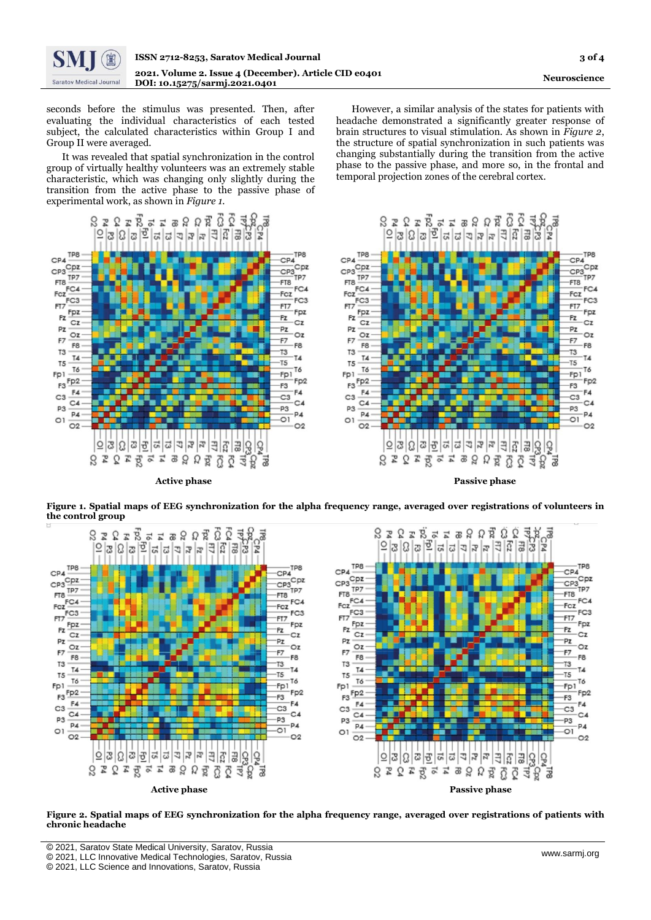seconds before the stimulus was presented. Then, after evaluating the individual characteristics of each tested subject, the calculated characteristics within Group I and Group II were averaged.

It was revealed that spatial synchronization in the control group of virtually healthy volunteers was an extremely stable characteristic, which was changing only slightly during the transition from the active phase to the passive phase of experimental work, as shown in *Figure 1*.

However, a similar analysis of the states for patients with headache demonstrated a significantly greater response of brain structures to visual stimulation. As shown in *Figure 2*, the structure of spatial synchronization in such patients was changing substantially during the transition from the active phase to the passive phase, and more so, in the frontal and temporal projection zones of the cerebral cortex.

Active phase

Passive phase

**Figure 1. Spatial maps of EEG synchronization for the alpha frequency range, averaged over registrations of volunteers in the control group**

Active phase

Passive phase

**Figure 2. Spatial maps of EEG synchronization for the alpha frequency range, averaged over registrations of patients with chronic headache**

© 2021, Saratov State Medical University, Saratov, Russia
© 2021, LLC Innovative Medical Technologies, Saratov, Russia
© 2021, LLC Science and Innovations, Saratov, Russia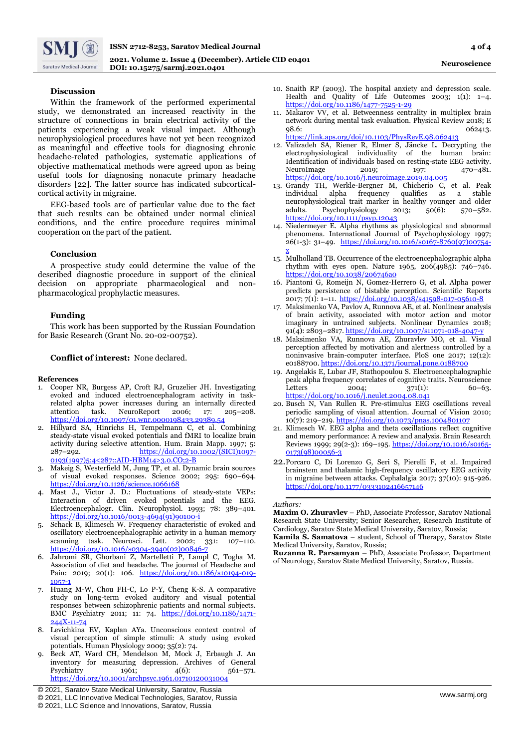## Discussion

Within the framework of the performed experimental study, we demonstrated an increased reactivity in the structure of connections in brain electrical activity of the patients experiencing a weak visual impact. Although neurophysiological procedures have not yet been recognized as meaningful and effective tools for diagnosing chronic headache-related pathologies, systematic applications of objective mathematical methods were agreed upon as being useful tools for diagnosing nonacute primary headache disorders [22]. The latter source has indicated subcortical-cortical activity in migraine.

EEG-based tools are of particular value due to the fact that such results can be obtained under normal clinical conditions, and the entire procedure requires minimal cooperation on the part of the patient.

## Conclusion

A prospective study could determine the value of the described diagnostic procedure in support of the clinical decision on appropriate pharmacological and non-pharmacological prophylactic measures.

## Funding

This work has been supported by the Russian Foundation for Basic Research (Grant No. 20-02-00752).

**Conflict of interest:** None declared.

## References

1. Cooper NR, Burgess AP, Croft RJ, Gruzelier JH. Investigating evoked and induced electroencephalogram activity in task-related alpha power increases during an internally directed attention task. NeuroReport 2006; 17: 205–208. https://doi.org/10.1097/01.wnr.0000198433.29389.54
2. Hillyard SA, Hinrichs H, Tempelmann C, et al. Combining steady-state visual evoked potentials and fMRI to localize brain activity during selective attention. Hum. Brain Mapp. 1997; 5: 287–292. https://doi.org/10.1002/(SICI)1097-0193(1997)5:4<287::AID-HBM14>3.0.CO;2-B
3. Makeig S, Westerfield M, Jung TP, et al. Dynamic brain sources of visual evoked responses. Science 2002; 295: 690–694. https://doi.org/10.1126/science.1066168
4. Mast J., Victor J. D.: Fluctuations of steady-state VEPs: Interaction of driven evoked potentials and the EEG. Electroencephalogr. Clin. Neurophysiol. 1993; 78: 389–401. https://doi.org/10.1016/0013-4694(91)90100-i
5. Schack B, Klimesch W. Frequency characteristic of evoked and oscillatory electroencephalographic activity in a human memory scanning task. Neurosci. Lett. 2002; 331: 107–110. https://doi.org/10.1016/s0304-3940(02)00846-7
6. Jahromi SR, Ghorbani Z, Martelletti P, Lampl C, Togha M. Association of diet and headache. The journal of Headache and Pain: 2019; 20(1): 106. https://doi.org/10.1186/s10194-019-1057-1
7. Huang M-W, Chou FH-C, Lo P-Y, Cheng K-S. A comparative study on long-term evoked auditory and visual potential responses between schizophrenic patients and normal subjects. BMC Psychiatry 2011; 11: 74. https://doi.org/10.1186/1471-244X-11-74
8. Levichkina EV, Kaplan AYa. Unconscious context control of visual perception of simple stimuli: A study using evoked potentials. Human Physiology 2009; 35(2): 74.
9. Beck AT, Ward CH, Mendelson M, Mock J, Erbaugh J. An inventory for measuring depression. Archives of General Psychiatry 1961; 4(6): 561–571. https://doi.org/10.1001/archpsyc.1961.01710120031004
10. Snaith RP (2003). The hospital anxiety and depression scale. Health and Quality of Life Outcomes 2003; 1(1): 1–4. https://doi.org/10.1186/1477-7525-1-29
11. Makarov VV, et al. Betweenness centrality in multiplex brain network during mental task evaluation. Physical Review 2018; E 98.6: 062413. https://link.aps.org/doi/10.1103/PhysRevE.98.062413
12. Valizadeh SA, Riener R, Elmer S, Jäncke L. Decrypting the electrophysiological individuality of the human brain: Identification of individuals based on resting-state EEG activity. NeuroImage 2019; 197: 470–481. https://doi.org/10.1016/j.neuroimage.2019.04.005
13. Grandy TH, Werkle-Bergner M, Chicherio C, et al. Peak individual alpha frequency qualifies as a stable neurophysiological trait marker in healthy younger and older adults. Psychophysiology 2013; 50(6): 570–582. https://doi.org/10.1111/psyp.12043
14. Niedermeyer E. Alpha rhythms as physiological and abnormal phenomena. International Journal of Psychophysiology 1997; 26(1-3): 31–49. https://doi.org/10.1016/s0167-8760(97)00754-x
15. Mulholland TB. Occurrence of the electroencephalographic alpha rhythm with eyes open. Nature 1965, 206(4985): 746–746. https://doi.org/10.1038/206746a0
16. Piantoni G, Romeijn N, Gomez-Herrero G, et al. Alpha power predicts persistence of bistable perception. Scientific Reports 2017; 7(1): 1–11. https://doi.org/10.1038/s41598-017-05610-8
17. Maksimenko VA, Pavlov A, Runnova AE, et al. Nonlinear analysis of brain activity, associated with motor action and motor imaginary in untrained subjects. Nonlinear Dynamics 2018; 91(4): 2803–2817. https://doi.org/10.1007/s11071-018-4047-y
18. Maksimenko VA, Runnova AE, Zhuravlev MO, et al. Visual perception affected by motivation and alertness controlled by a noninvasive brain-computer interface. PloS one 2017; 12(12): e0188700. https://doi.org/10.1371/journal.pone.0188700
19. Angelakis E, Lubar JF, Stathopoulou S. Electroencephalographic peak alpha frequency correlates of cognitive traits. Neuroscience Letters 2004; 371(1): 60–63. https://doi.org/10.1016/j.neulet.2004.08.041
20. Busch N, Van Rullen R. Pre-stimulus EEG oscillations reveal periodic sampling of visual attention. Journal of Vision 2010; 10(7): 219–219. https://doi.org/10.1073/pnas.1004801107
21. Klimesch W. EEG alpha and theta oscillations reflect cognitive and memory performance: A review and analysis. Brain Research Reviews 1999; 29(2-3): 169–195. https://doi.org/10.1016/s0165-0173(98)00056-3
22. Porcaro C, Di Lorenzo G, Seri S, Pierelli F, et al. Impaired brainstem and thalamic high-frequency oscillatory EEG activity in migraine between attacks. Cephalalgia 2017; 37(10): 915-926. https://doi.org/10.1177/0333102416657146

*Authors:*

**Maxim O. Zhuravlev** – PhD, Associate Professor, Saratov National Research State University; Senior Researcher, Research Institute of Cardiology, Saratov State Medical University, Saratov, Russia;

**Kamila S. Samatova** – student, School of Therapy, Saratov State Medical University, Saratov, Russia;

**Ruzanna R. Parsamyan** – PhD, Associate Professor, Department of Neurology, Saratov State Medical University, Saratov, Russia.